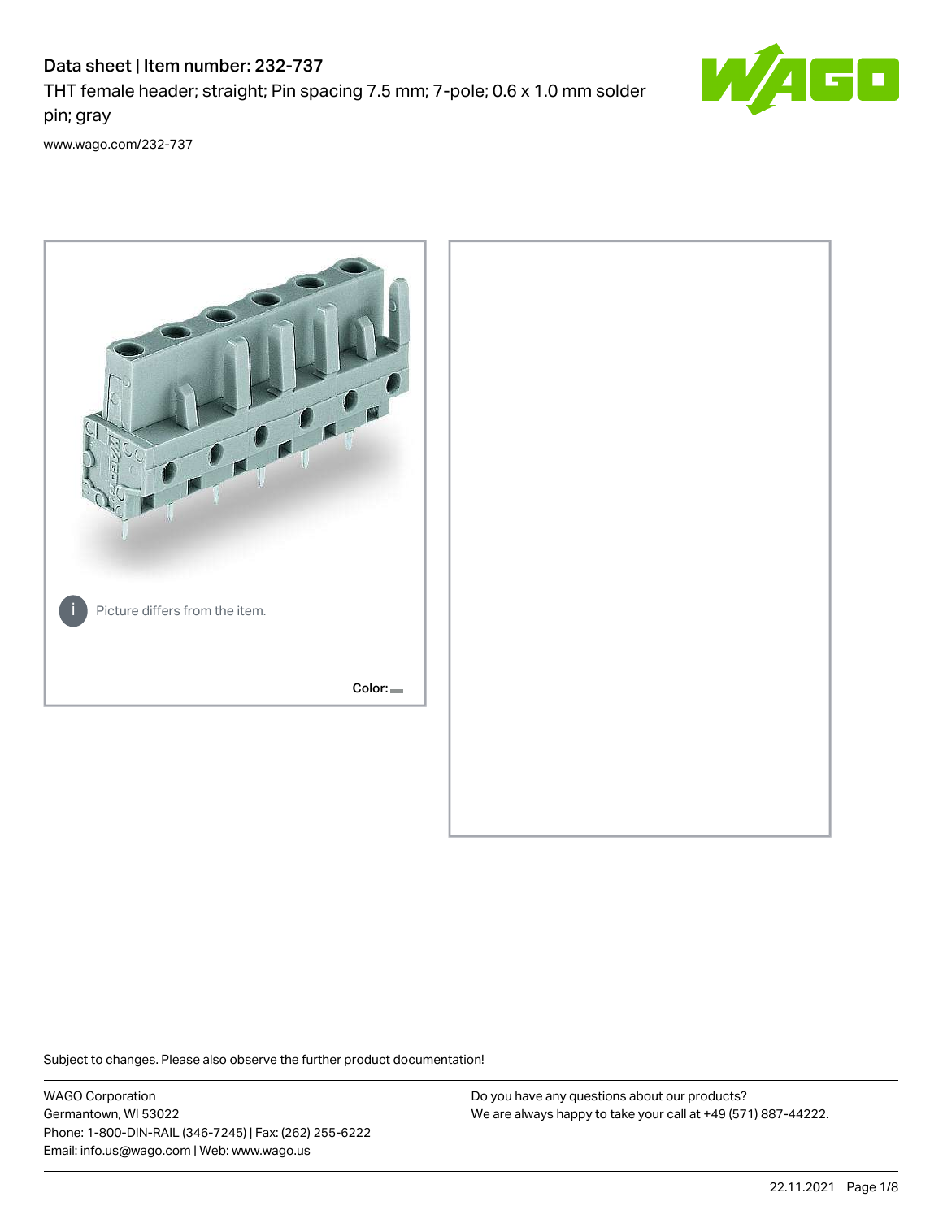# Data sheet | Item number: 232-737

THT female header; straight; Pin spacing 7.5 mm; 7-pole; 0.6 x 1.0 mm solder pin; gray

[www.wago.com/232-737](www.wago.com/232-737)

Picture differs from the item.

Color:

Subject to changes. Please also observe the further product documentation!

WAGO Corporation
Germantown, WI 53022
Phone: 1-800-DIN-RAIL (346-7245) | Fax: (262) 255-6222
Email: info.us@wago.com | Web: www.wago.us

Do you have any questions about our products?
We are always happy to take your call at +49 (571) 887-44222.

22.11.2021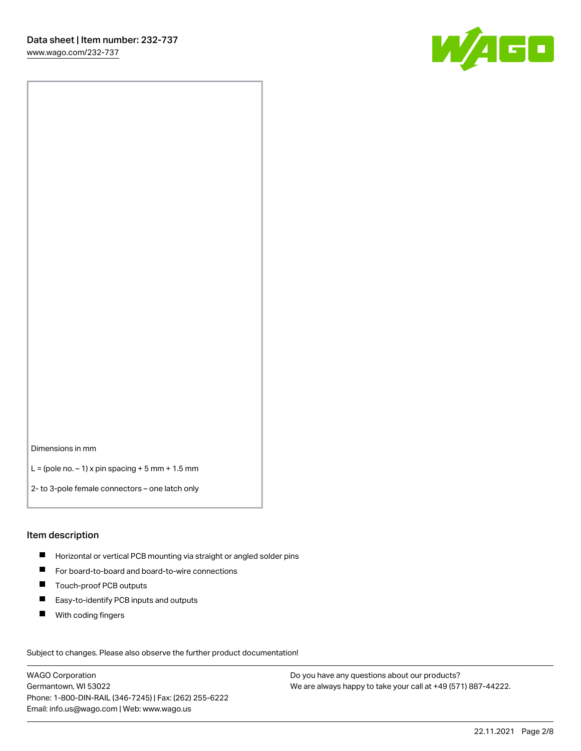Dimensions in mm

L = (pole no. – 1) x pin spacing + 5 mm + 1.5 mm

2- to 3-pole female connectors – one latch only

## Item description

- Horizontal or vertical PCB mounting via straight or angled solder pins
- For board-to-board and board-to-wire connections
- Touch-proof PCB outputs
- Easy-to-identify PCB inputs and outputs
- With coding fingers

Subject to changes. Please also observe the further product documentation!

WAGO Corporation
Germantown, WI 53022
Phone: 1-800-DIN-RAIL (346-7245) | Fax: (262) 255-6222
Email: info.us@wago.com | Web: www.wago.us

Do you have any questions about our products?
We are always happy to take your call at +49 (571) 887-44222.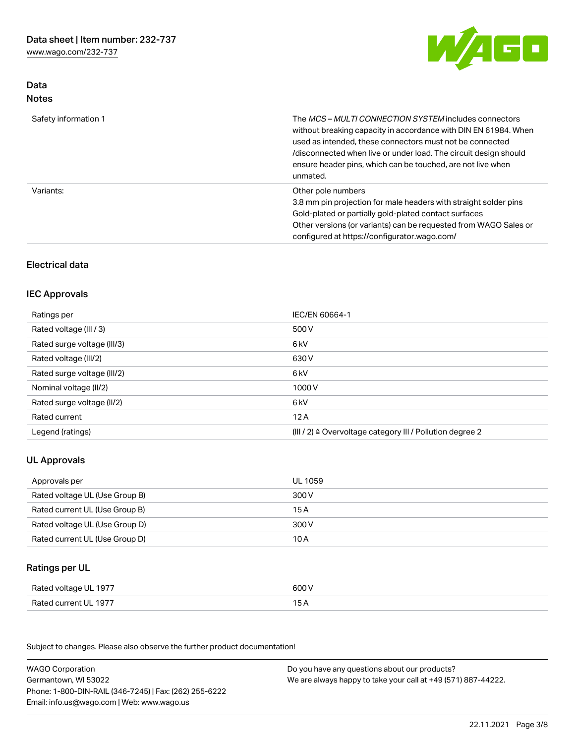## Data
### Notes

| | |
|---|---|
| Safety information 1 | The *MCS – MULTI CONNECTION SYSTEM* includes connectors without breaking capacity in accordance with DIN EN 61984. When used as intended, these connectors must not be connected /disconnected when live or under load. The circuit design should ensure header pins, which can be touched, are not live when unmated. |
| Variants: | Other pole numbers<br>3.8 mm pin projection for male headers with straight solder pins<br>Gold-plated or partially gold-plated contact surfaces<br>Other versions (or variants) can be requested from WAGO Sales or configured at https://configurator.wago.com/ |

## Electrical data

### IEC Approvals

| | |
|---|---|
| Ratings per | IEC/EN 60664-1 |
| Rated voltage (III / 3) | 500 V |
| Rated surge voltage (III/3) | 6 kV |
| Rated voltage (III/2) | 630 V |
| Rated surge voltage (III/2) | 6 kV |
| Nominal voltage (II/2) | 1000 V |
| Rated surge voltage (II/2) | 6 kV |
| Rated current | 12 A |
| Legend (ratings) | (III / 2) ≙ Overvoltage category III / Pollution degree 2 |

### UL Approvals

| | |
|---|---|
| Approvals per | UL 1059 |
| Rated voltage UL (Use Group B) | 300 V |
| Rated current UL (Use Group B) | 15 A |
| Rated voltage UL (Use Group D) | 300 V |
| Rated current UL (Use Group D) | 10 A |

### Ratings per UL

| | |
|---|---|
| Rated voltage UL 1977 | 600 V |
| Rated current UL 1977 | 15 A |

Subject to changes. Please also observe the further product documentation!

WAGO Corporation
Germantown, WI 53022
Phone: 1-800-DIN-RAIL (346-7245) | Fax: (262) 255-6222
Email: info.us@wago.com | Web: www.wago.us

Do you have any questions about our products?
We are always happy to take your call at +49 (571) 887-44222.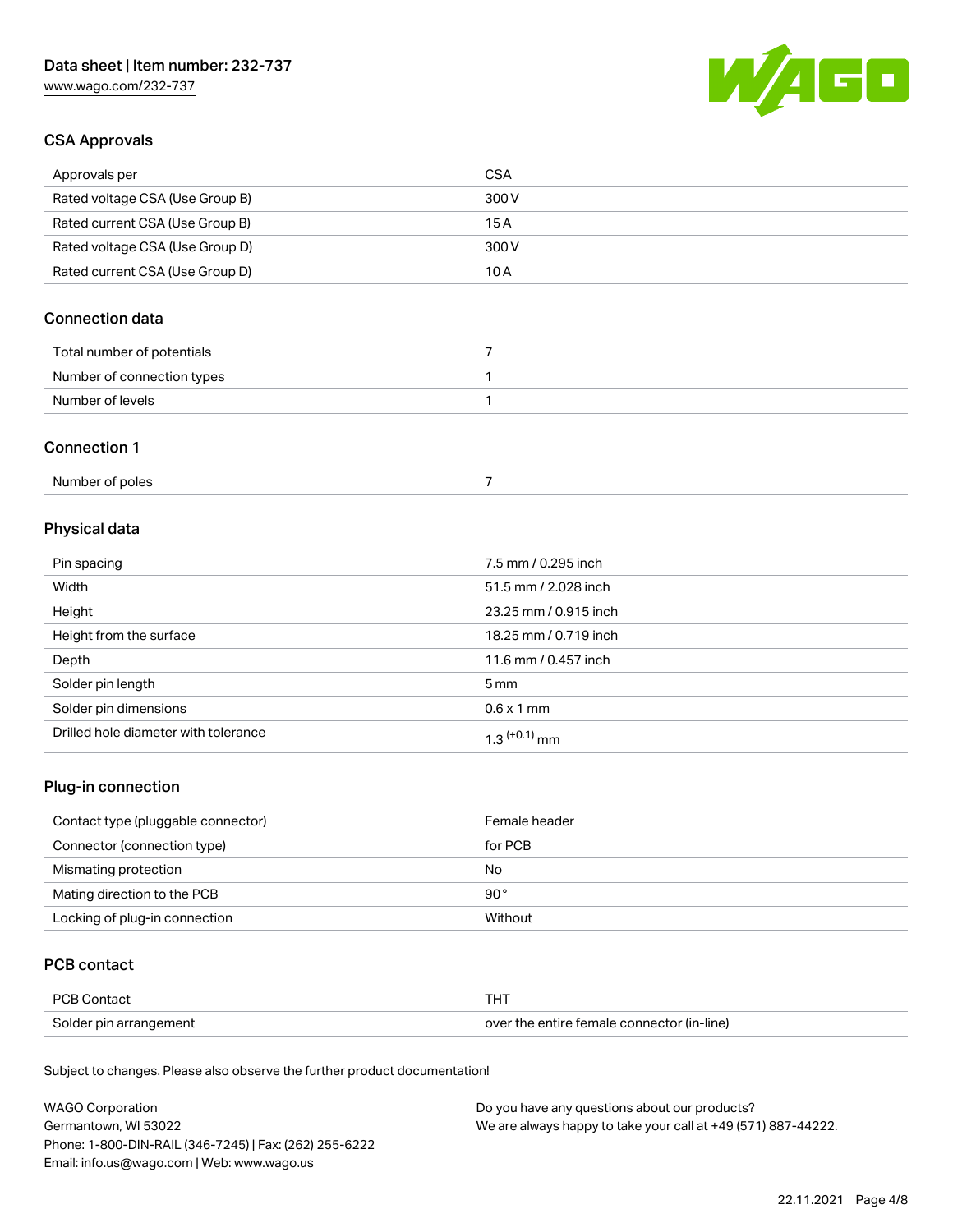## CSA Approvals

| Approvals per | CSA |
|---|---|
| Rated voltage CSA (Use Group B) | 300 V |
| Rated current CSA (Use Group B) | 15 A |
| Rated voltage CSA (Use Group D) | 300 V |
| Rated current CSA (Use Group D) | 10 A |

## Connection data

| Total number of potentials | 7 |
|---|---|
| Number of connection types | 1 |
| Number of levels | 1 |

## Connection 1

| Number of poles | 7 |
|---|---|

## Physical data

| Pin spacing | 7.5 mm / 0.295 inch |
|---|---|
| Width | 51.5 mm / 2.028 inch |
| Height | 23.25 mm / 0.915 inch |
| Height from the surface | 18.25 mm / 0.719 inch |
| Depth | 11.6 mm / 0.457 inch |
| Solder pin length | 5 mm |
| Solder pin dimensions | 0.6 x 1 mm |
| Drilled hole diameter with tolerance | $1.3^{(+0.1)}$ mm |

## Plug-in connection

| Contact type (pluggable connector) | Female header |
|---|---|
| Connector (connection type) | for PCB |
| Mismating protection | No |
| Mating direction to the PCB | 90° |
| Locking of plug-in connection | Without |

## PCB contact

| PCB Contact | THT |
|---|---|
| Solder pin arrangement | over the entire female connector (in-line) |

Subject to changes. Please also observe the further product documentation!

WAGO Corporation
Germantown, WI 53022
Phone: 1-800-DIN-RAIL (346-7245) | Fax: (262) 255-6222
Email: info.us@wago.com | Web: www.wago.us

Do you have any questions about our products?
We are always happy to take your call at +49 (571) 887-44222.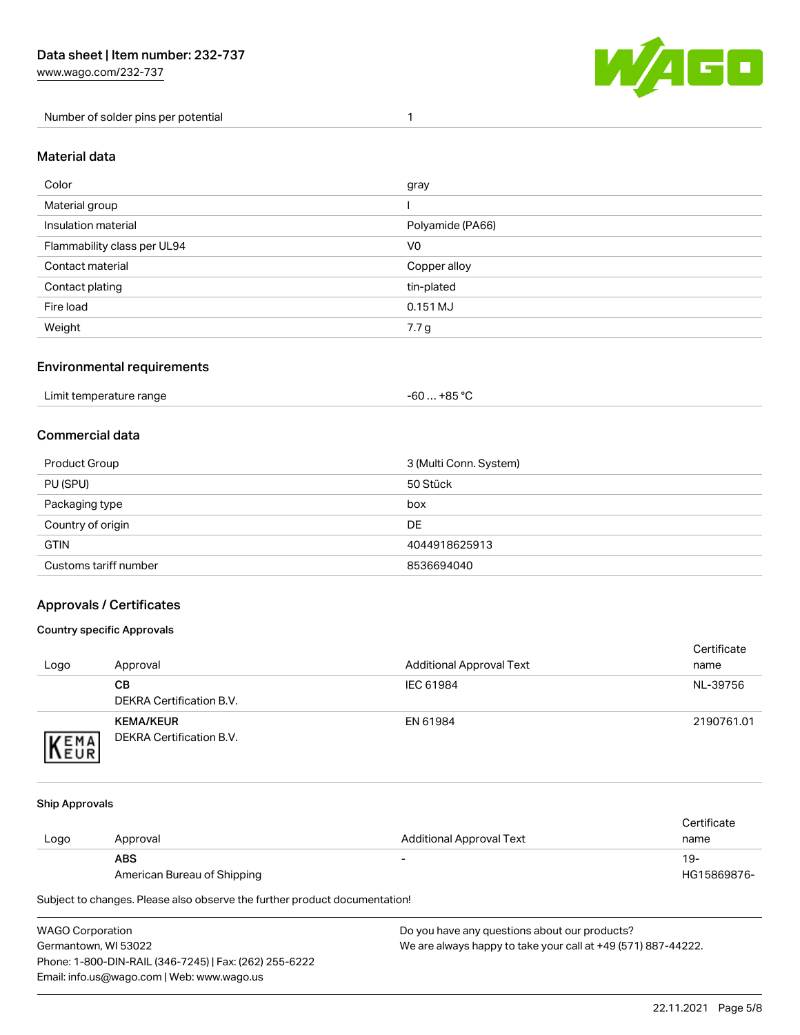| Number of solder pins per potential | 1 |
| --- | --- |

## Material data

| Color | gray |
| --- | --- |
| Material group | I |
| Insulation material | Polyamide (PA66) |
| Flammability class per UL94 | V0 |
| Contact material | Copper alloy |
| Contact plating | tin-plated |
| Fire load | 0.151 MJ |
| Weight | 7.7 g |

## Environmental requirements

| Limit temperature range | -60 … +85 °C |
| --- | --- |

## Commercial data

| Product Group | 3 (Multi Conn. System) |
| --- | --- |
| PU (SPU) | 50 Stück |
| Packaging type | box |
| Country of origin | DE |
| GTIN | 4044918625913 |
| Customs tariff number | 8536694040 |

## Approvals / Certificates

### Country specific Approvals

| Logo | Approval | Additional Approval Text | Certificate name |
| --- | --- | --- | --- |
| | **CB** DEKRA Certification B.V. | IEC 61984 | NL-39756 |
| | **KEMA/KEUR** DEKRA Certification B.V. | EN 61984 | 2190761.01 |

### Ship Approvals

| Logo | Approval | Additional Approval Text | Certificate name |
| --- | --- | --- | --- |
| | **ABS** American Bureau of Shipping | - | 19-HG15869876- |

Subject to changes. Please also observe the further product documentation!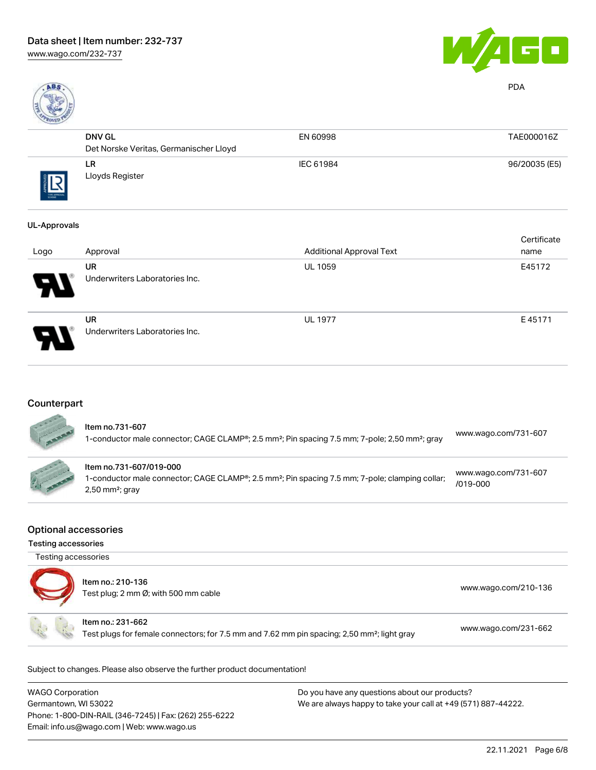PDA

| | | | |
|---|---|---|---|
| | **DNV GL**<br>Det Norske Veritas, Germanischer Lloyd | EN 60998 | TAE000016Z |
| | **LR**<br>Lloyds Register | IEC 61984 | 96/20035 (E5) |

### UL-Approvals

| Logo | Approval | Additional Approval Text | Certificate name |
|---|---|---|---|
| | **UR**<br>Underwriters Laboratories Inc. | UL 1059 | E45172 |
| | **UR**<br>Underwriters Laboratories Inc. | UL 1977 | E 45171 |

## Counterpart

| | | |
|---|---|---|
| | Item no.731-607<br>1-conductor male connector; CAGE CLAMP®; 2.5 mm²; Pin spacing 7.5 mm; 7-pole; 2,50 mm²; gray | www.wago.com/731-607 |
| | Item no.731-607/019-000<br>1-conductor male connector; CAGE CLAMP®; 2.5 mm²; Pin spacing 7.5 mm; 7-pole; clamping collar; 2,50 mm²; gray | www.wago.com/731-607/019-000 |

## Optional accessories

### Testing accessories

| Testing accessories | | |
|---|---|---|
| | Item no.: 210-136<br>Test plug; 2 mm Ø; with 500 mm cable | www.wago.com/210-136 |
| | Item no.: 231-662<br>Test plugs for female connectors; for 7.5 mm and 7.62 mm pin spacing; 2,50 mm²; light gray | www.wago.com/231-662 |

Subject to changes. Please also observe the further product documentation!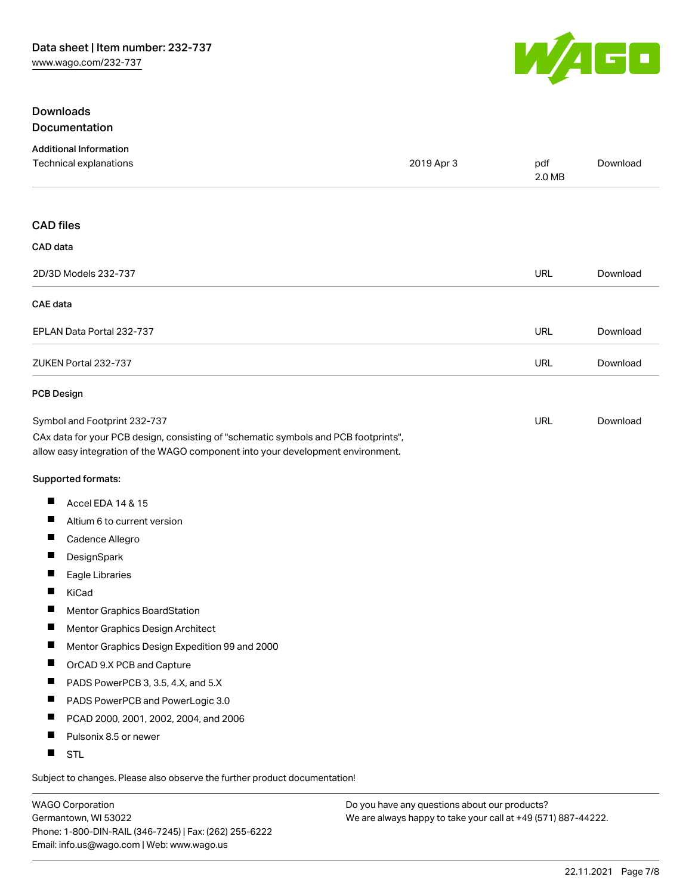## Downloads

### Documentation

**Additional Information**

| | | | |
|---|---|---|---|
| Technical explanations | 2019 Apr 3 | pdf 2.0 MB | Download |

## CAD files

**CAD data**

| | | |
|---|---|---|
| 2D/3D Models 232-737 | URL | Download |

**CAE data**

| | | |
|---|---|---|
| EPLAN Data Portal 232-737 | URL | Download |
| ZUKEN Portal 232-737 | URL | Download |

**PCB Design**

| | | |
|---|---|---|
| Symbol and Footprint 232-737 | URL | Download |

CAx data for your PCB design, consisting of "schematic symbols and PCB footprints", allow easy integration of the WAGO component into your development environment.

**Supported formats:**

- Accel EDA 14 & 15
- Altium 6 to current version
- Cadence Allegro
- DesignSpark
- Eagle Libraries
- KiCad
- Mentor Graphics BoardStation
- Mentor Graphics Design Architect
- Mentor Graphics Design Expedition 99 and 2000
- OrCAD 9.X PCB and Capture
- PADS PowerPCB 3, 3.5, 4.X, and 5.X
- PADS PowerPCB and PowerLogic 3.0
- PCAD 2000, 2001, 2002, 2004, and 2006
- Pulsonix 8.5 or newer
- STL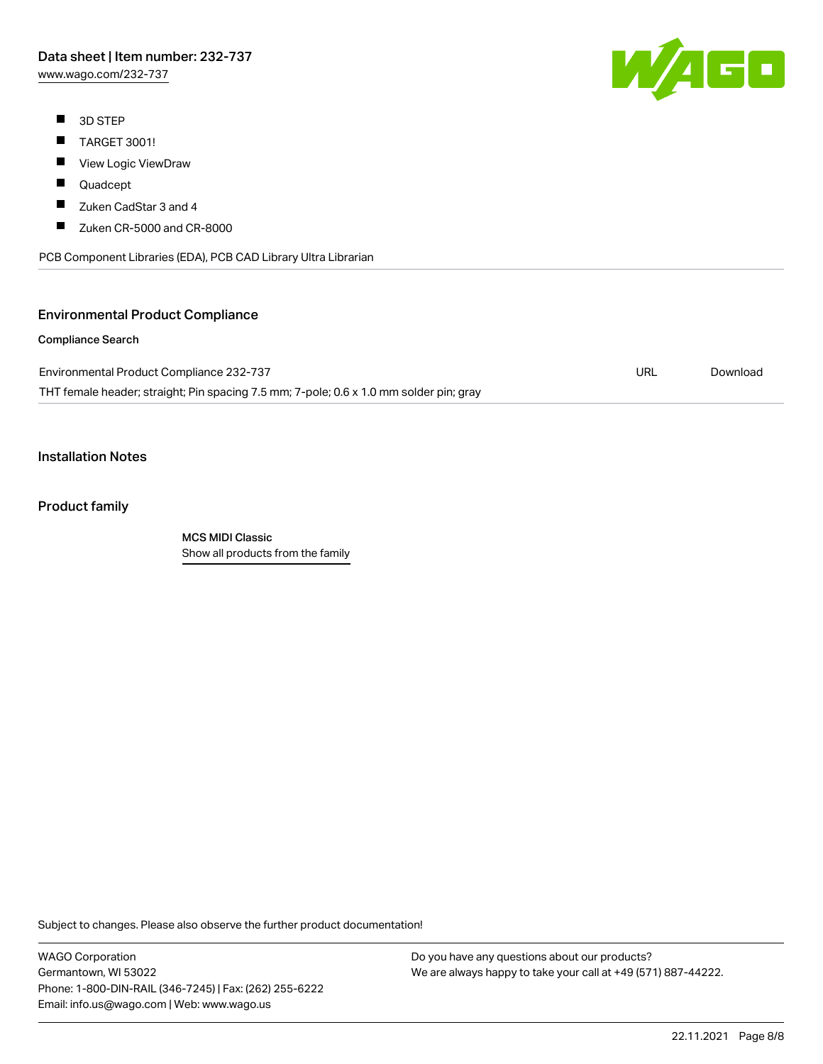- 3D STEP
- TARGET 3001!
- View Logic ViewDraw
- Quadcept
- Zuken CadStar 3 and 4
- Zuken CR-5000 and CR-8000

PCB Component Libraries (EDA), PCB CAD Library Ultra Librarian

## Environmental Product Compliance

**Compliance Search**

| | | |
|---|---|---|
| Environmental Product Compliance 232-737 | URL | Download |
| THT female header; straight; Pin spacing 7.5 mm; 7-pole; 0.6 x 1.0 mm solder pin; gray | | |

## Installation Notes

## Product family

MCS MIDI Classic
Show all products from the family

Subject to changes. Please also observe the further product documentation!

WAGO Corporation
Germantown, WI 53022
Phone: 1-800-DIN-RAIL (346-7245) | Fax: (262) 255-6222
Email: info.us@wago.com | Web: www.wago.us

Do you have any questions about our products?
We are always happy to take your call at +49 (571) 887-44222.